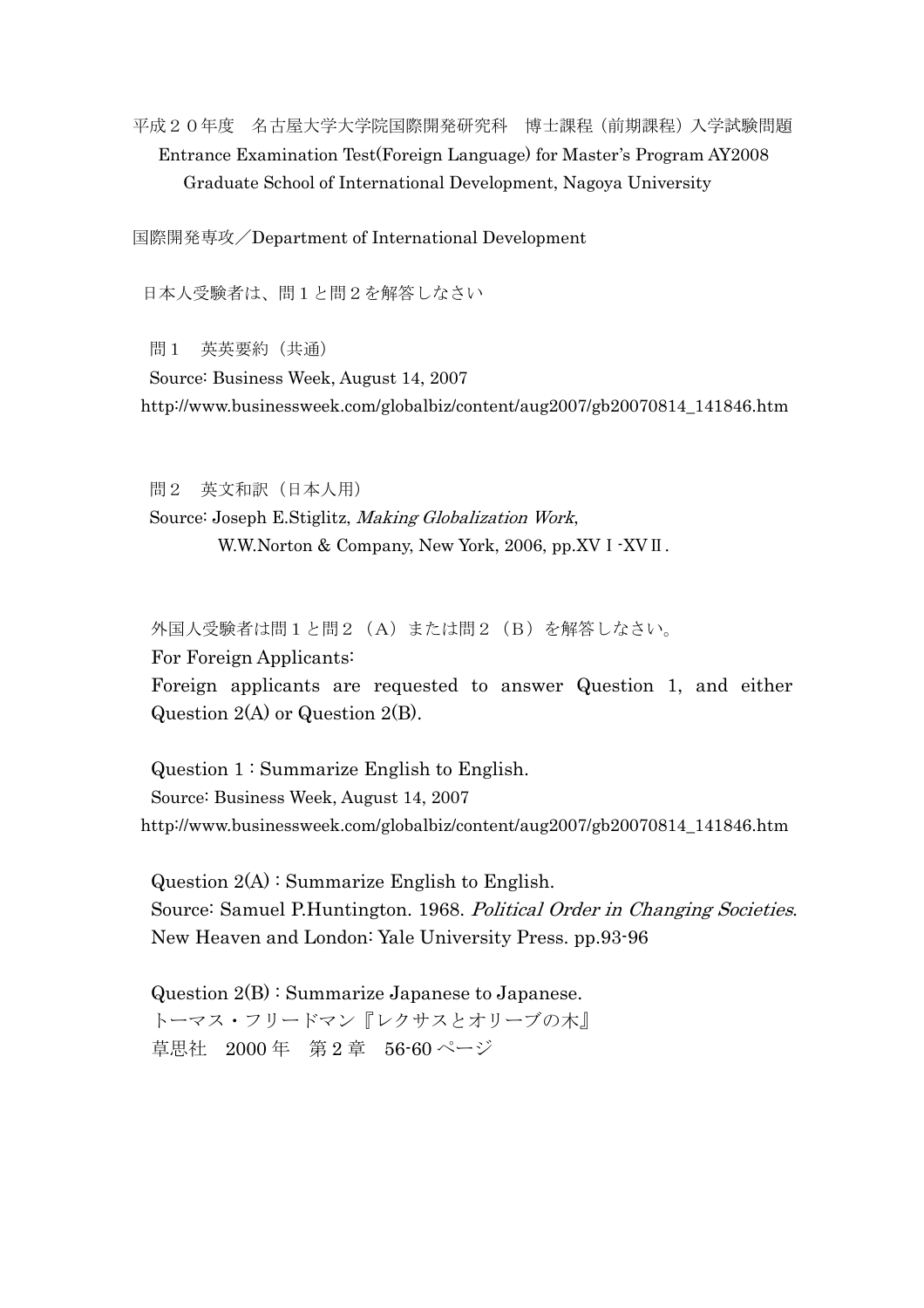平成２０年度　名古屋大学大学院国際開発研究科　博士課程（前期課程）入学試験問題

Entrance Examination Test(Foreign Language) for Master's Program AY2008

Graduate School of International Development, Nagoya University

国際開発専攻／Department of International Development

日本人受験者は、問１と問２を解答しなさい

問１　英英要約（共通）

Source: Business Week, August 14, 2007

http://www.businessweek.com/globalbiz/content/aug2007/gb20070814_141846.htm

問２　英文和訳（日本人用）

Source: Joseph E.Stiglitz, *Making Globalization Work*, W.W.Norton & Company, New York, 2006, pp.XVⅠ-XVⅡ.

外国人受験者は問１と問２（A）または問２（B）を解答しなさい。

For Foreign Applicants:

Foreign applicants are requested to answer Question 1, and either Question 2(A) or Question 2(B).

Question 1 : Summarize English to English.

Source: Business Week, August 14, 2007

http://www.businessweek.com/globalbiz/content/aug2007/gb20070814_141846.htm

Question 2(A) : Summarize English to English.

Source: Samuel P.Huntington. 1968. *Political Order in Changing Societies*. New Heaven and London: Yale University Press. pp.93-96

Question 2(B) : Summarize Japanese to Japanese.

トーマス・フリードマン『レクサスとオリーブの木』

草思社　2000 年　第 2 章　56-60 ページ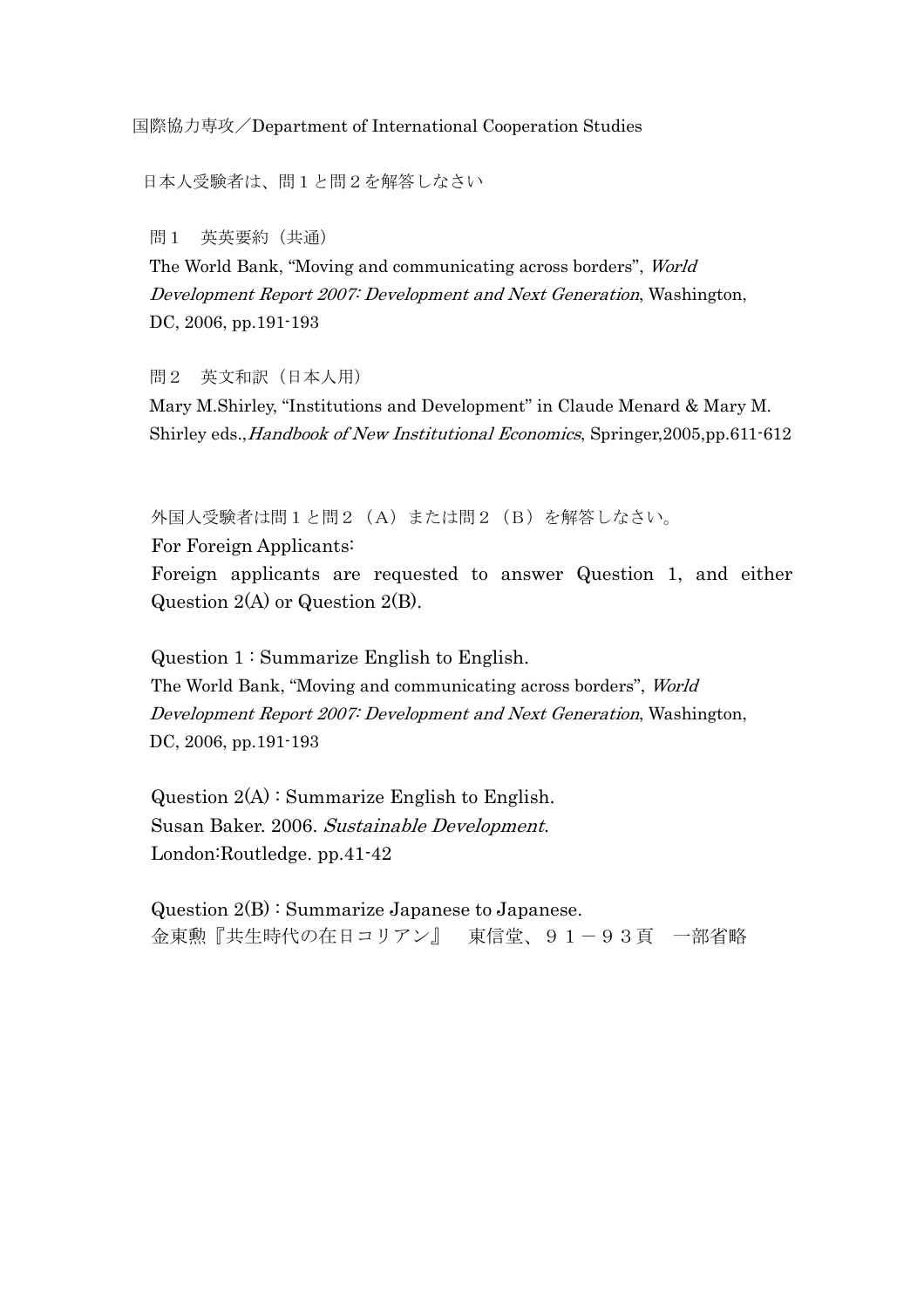国際協力専攻／Department of International Cooperation Studies

日本人受験者は、問１と問２を解答しなさい

問１　英英要約（共通）
The World Bank, "Moving and communicating across borders", *World Development Report 2007: Development and Next Generation*, Washington, DC, 2006, pp.191-193

問２　英文和訳（日本人用）
Mary M.Shirley, "Institutions and Development" in Claude Menard & Mary M. Shirley eds.,*Handbook of New Institutional Economics*, Springer,2005,pp.611-612

外国人受験者は問１と問２（A）または問２（B）を解答しなさい。
For Foreign Applicants:
Foreign applicants are requested to answer Question 1, and either Question 2(A) or Question 2(B).

Question 1 : Summarize English to English.
The World Bank, "Moving and communicating across borders", *World Development Report 2007: Development and Next Generation*, Washington, DC, 2006, pp.191-193

Question 2(A) : Summarize English to English.
Susan Baker. 2006. *Sustainable Development*.
London:Routledge. pp.41-42

Question 2(B) : Summarize Japanese to Japanese.
金東勲『共生時代の在日コリアン』　東信堂、９１－９３頁　一部省略